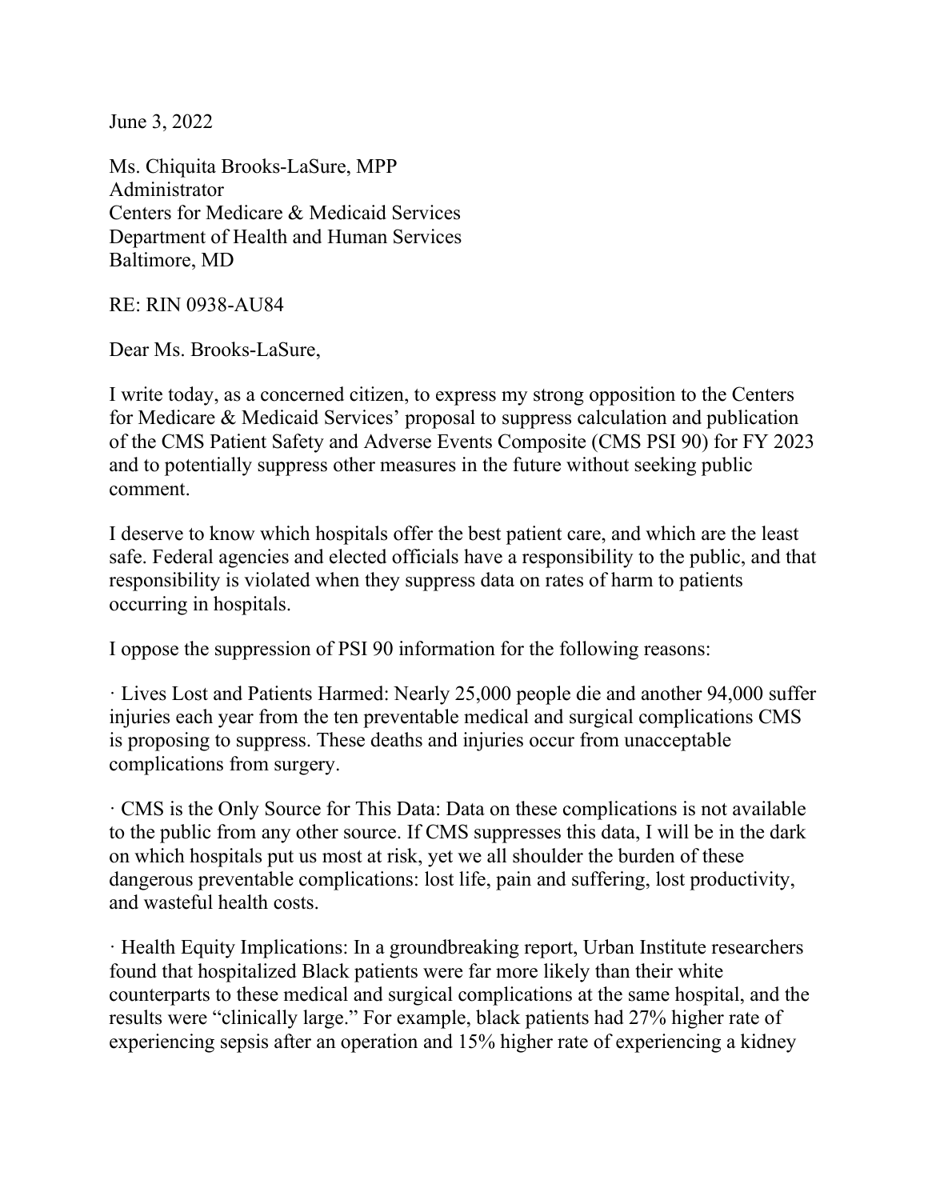June 3, 2022

Ms. Chiquita Brooks-LaSure, MPP
Administrator
Centers for Medicare & Medicaid Services
Department of Health and Human Services
Baltimore, MD

RE: RIN 0938-AU84

Dear Ms. Brooks-LaSure,

I write today, as a concerned citizen, to express my strong opposition to the Centers for Medicare & Medicaid Services' proposal to suppress calculation and publication of the CMS Patient Safety and Adverse Events Composite (CMS PSI 90) for FY 2023 and to potentially suppress other measures in the future without seeking public comment.

I deserve to know which hospitals offer the best patient care, and which are the least safe. Federal agencies and elected officials have a responsibility to the public, and that responsibility is violated when they suppress data on rates of harm to patients occurring in hospitals.

I oppose the suppression of PSI 90 information for the following reasons:

· Lives Lost and Patients Harmed: Nearly 25,000 people die and another 94,000 suffer injuries each year from the ten preventable medical and surgical complications CMS is proposing to suppress. These deaths and injuries occur from unacceptable complications from surgery.

· CMS is the Only Source for This Data: Data on these complications is not available to the public from any other source. If CMS suppresses this data, I will be in the dark on which hospitals put us most at risk, yet we all shoulder the burden of these dangerous preventable complications: lost life, pain and suffering, lost productivity, and wasteful health costs.

· Health Equity Implications: In a groundbreaking report, Urban Institute researchers found that hospitalized Black patients were far more likely than their white counterparts to these medical and surgical complications at the same hospital, and the results were "clinically large." For example, black patients had 27% higher rate of experiencing sepsis after an operation and 15% higher rate of experiencing a kidney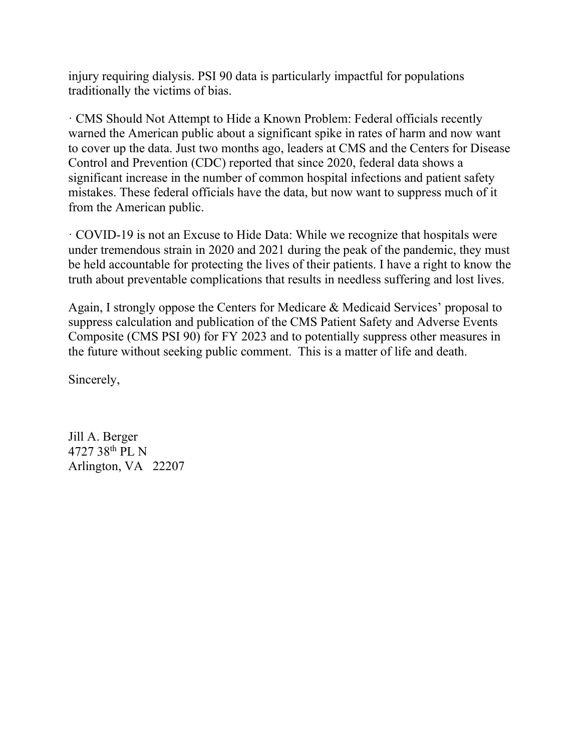injury requiring dialysis. PSI 90 data is particularly impactful for populations traditionally the victims of bias.

· CMS Should Not Attempt to Hide a Known Problem: Federal officials recently warned the American public about a significant spike in rates of harm and now want to cover up the data. Just two months ago, leaders at CMS and the Centers for Disease Control and Prevention (CDC) reported that since 2020, federal data shows a significant increase in the number of common hospital infections and patient safety mistakes. These federal officials have the data, but now want to suppress much of it from the American public.

· COVID-19 is not an Excuse to Hide Data: While we recognize that hospitals were under tremendous strain in 2020 and 2021 during the peak of the pandemic, they must be held accountable for protecting the lives of their patients. I have a right to know the truth about preventable complications that results in needless suffering and lost lives.

Again, I strongly oppose the Centers for Medicare & Medicaid Services' proposal to suppress calculation and publication of the CMS Patient Safety and Adverse Events Composite (CMS PSI 90) for FY 2023 and to potentially suppress other measures in the future without seeking public comment. This is a matter of life and death.

Sincerely,

Jill A. Berger
4727 38th PL N
Arlington, VA 22207